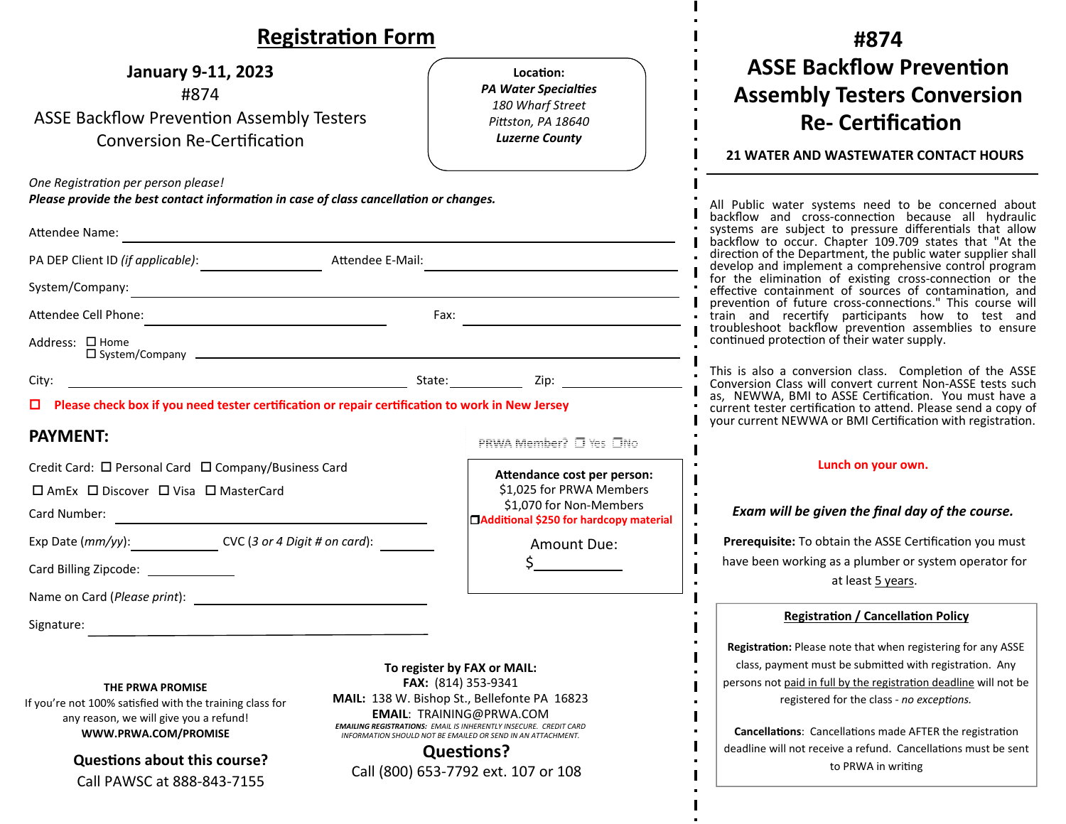# Registration Form

**January 9-11, 2023**

#874

ASSE Backflow Prevention Assembly Testers Conversion Re-Certification

**Location:**
***PA Water Specialties***
*180 Wharf Street*
*Pittston, PA 18640*
***Luzerne County***

*One Registration per person please!*
***Please provide the best contact information in case of class cancellation or changes.***

Attendee Name: ______________________

PA DEP Client ID *(if applicable)*: __________ Attendee E-Mail: __________

System/Company: ______________________

Attendee Cell Phone: __________ Fax: __________

Address: ☐ Home ☐ System/Company ______________________

City: __________ State: __________ Zip: __________

☐ **Please check box if you need tester certification or repair certification to work in New Jersey**

## PAYMENT:

PRWA Member? ☐ Yes ☐ No

Credit Card: ☐ Personal Card ☐ Company/Business Card

☐ AmEx ☐ Discover ☐ Visa ☐ MasterCard

Card Number: ______________________

Exp Date (*mm/yy*): __________ CVC (*3 or 4 Digit # on card*): __________

Card Billing Zipcode: __________

Name on Card (*Please print*): ______________________

Signature: ______________________

**Attendance cost per person:**
$1,025 for PRWA Members
$1,070 for Non-Members
☐ **Additional $250 for hardcopy material**

Amount Due:
$ __________

**THE PRWA PROMISE**
If you're not 100% satisfied with the training class for any reason, we will give you a refund!
**WWW.PRWA.COM/PROMISE**

**Questions about this course?**
Call PAWSC at 888-843-7155

**To register by FAX or MAIL:**
**FAX:** (814) 353-9341
**MAIL:** 138 W. Bishop St., Bellefonte PA 16823
**EMAIL**: TRAINING@PRWA.COM
***EMAILING REGISTRATIONS:*** *EMAIL IS INHERENTLY INSECURE. CREDIT CARD INFORMATION SHOULD NOT BE EMAILED OR SEND IN AN ATTACHMENT.*

**Questions?**
Call (800) 653-7792 ext. 107 or 108

# #874 ASSE Backflow Prevention Assembly Testers Conversion Re- Certification

**21 WATER AND WASTEWATER CONTACT HOURS**

All Public water systems need to be concerned about backflow and cross-connection because all hydraulic systems are subject to pressure differentials that allow backflow to occur. Chapter 109.709 states that "At the direction of the Department, the public water supplier shall develop and implement a comprehensive control program for the elimination of existing cross-connection or the effective containment of sources of contamination, and prevention of future cross-connections." This course will train and recertify participants how to test and troubleshoot backflow prevention assemblies to ensure continued protection of their water supply.

This is also a conversion class. Completion of the ASSE Conversion Class will convert current Non-ASSE tests such as, NEWWA, BMI to ASSE Certification. You must have a current tester certification to attend. Please send a copy of your current NEWWA or BMI Certification with registration.

**Lunch on your own.**

***Exam will be given the final day of the course.***

**Prerequisite:** To obtain the ASSE Certification you must have been working as a plumber or system operator for at least 5 years.

**Registration / Cancellation Policy**

**Registration:** Please note that when registering for any ASSE class, payment must be submitted with registration. Any persons not paid in full by the registration deadline will not be registered for the class - *no exceptions.*

**Cancellations**: Cancellations made AFTER the registration deadline will not receive a refund. Cancellations must be sent to PRWA in writing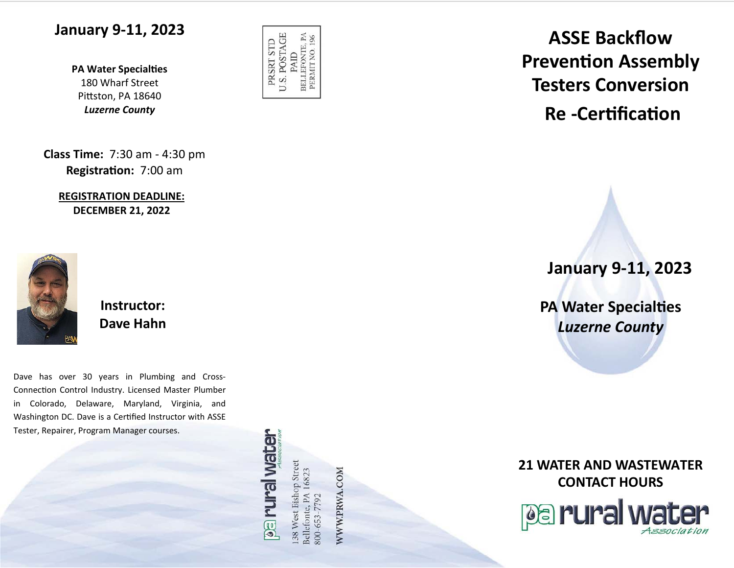**January 9-11, 2023**

**PA Water Specialties**
180 Wharf Street
Pittston, PA 18640
***Luzerne County***

**Class Time:** 7:30 am - 4:30 pm
**Registration:** 7:00 am

**REGISTRATION DEADLINE:**
**DECEMBER 21, 2022**

**Instructor:**
**Dave Hahn**

Dave has over 30 years in Plumbing and Cross-Connection Control Industry. Licensed Master Plumber in Colorado, Delaware, Maryland, Virginia, and Washington DC. Dave is a Certified Instructor with ASSE Tester, Repairer, Program Manager courses.

PRSRT STD
U.S. POSTAGE
PAID
BELLEFONTE, PA
PERMIT NO. 196

pa rural water Association
138 West Bishop Street
Bellefonte, PA 16823
800-653-7792

WWW.PRWA.COM

# ASSE Backflow Prevention Assembly Testers Conversion Re -Certification

**January 9-11, 2023**

**PA Water Specialties**
***Luzerne County***

**21 WATER AND WASTEWATER CONTACT HOURS**

pa rural water Association